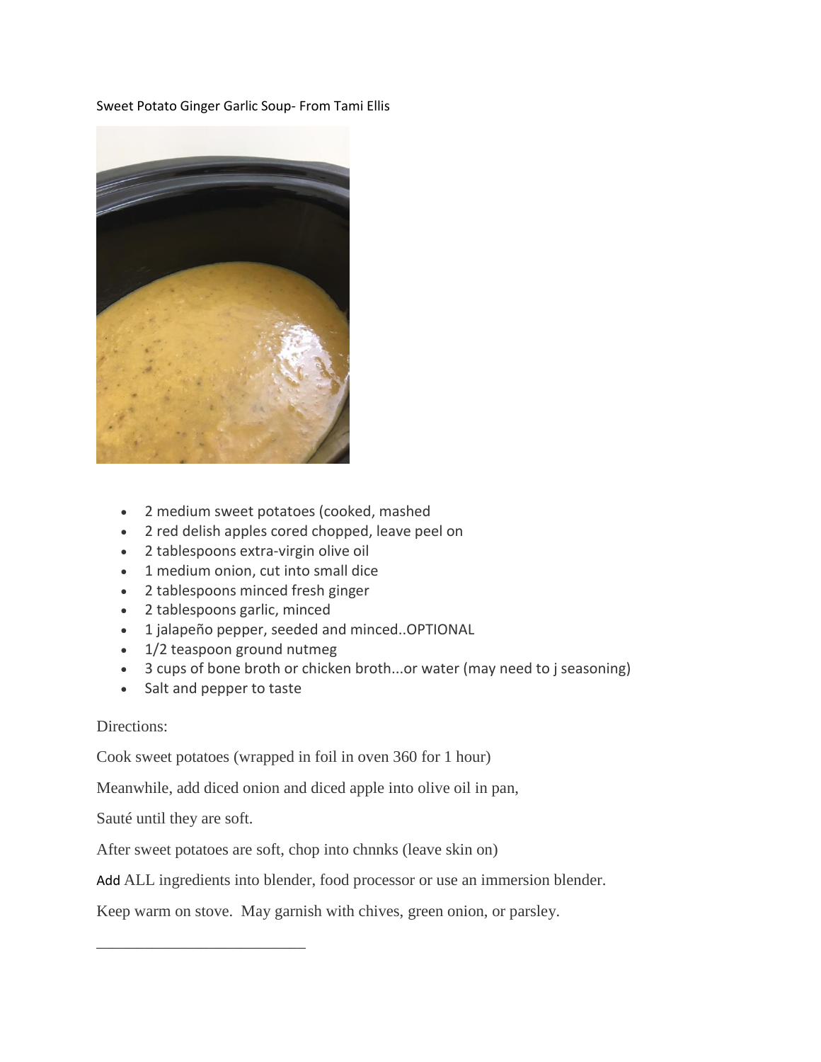Sweet Potato Ginger Garlic Soup- From Tami Ellis

- 2 medium sweet potatoes (cooked, mashed
- 2 red delish apples cored chopped, leave peel on
- 2 tablespoons extra-virgin olive oil
- 1 medium onion, cut into small dice
- 2 tablespoons minced fresh ginger
- 2 tablespoons garlic, minced
- 1 jalapeño pepper, seeded and minced..OPTIONAL
- 1/2 teaspoon ground nutmeg
- 3 cups of bone broth or chicken broth...or water (may need to j seasoning)
- Salt and pepper to taste

Directions:

Cook sweet potatoes (wrapped in foil in oven 360 for 1 hour)

Meanwhile, add diced onion and diced apple into olive oil in pan,

Sauté until they are soft.

After sweet potatoes are soft, chop into chnnks (leave skin on)

Add ALL ingredients into blender, food processor or use an immersion blender.

Keep warm on stove.  May garnish with chives, green onion, or parsley.

___________________________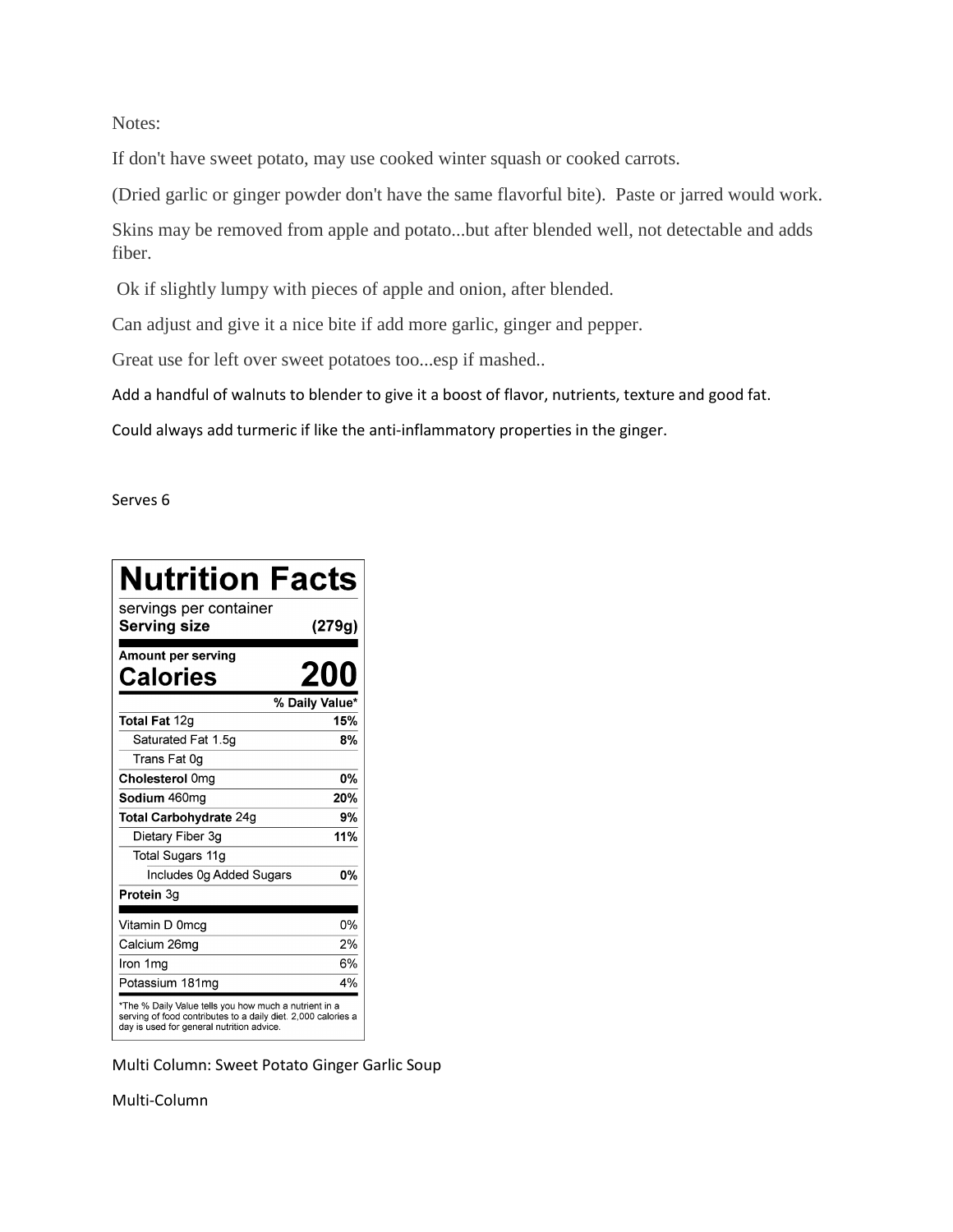Notes:

If don't have sweet potato, may use cooked winter squash or cooked carrots.

(Dried garlic or ginger powder don't have the same flavorful bite). Paste or jarred would work.

Skins may be removed from apple and potato...but after blended well, not detectable and adds fiber.

Ok if slightly lumpy with pieces of apple and onion, after blended.

Can adjust and give it a nice bite if add more garlic, ginger and pepper.

Great use for left over sweet potatoes too...esp if mashed..

Add a handful of walnuts to blender to give it a boost of flavor, nutrients, texture and good fat.

Could always add turmeric if like the anti-inflammatory properties in the ginger.

Serves 6

## Nutrition Facts

servings per container

| **Serving size** | **(279g)** |
|---|---|
| **Amount per serving** | |
| **Calories** | **200** |
| | **% Daily Value*** |
| **Total Fat** 12g | **15%** |
| Saturated Fat 1.5g | **8%** |
| Trans Fat 0g | |
| **Cholesterol** 0mg | **0%** |
| **Sodium** 460mg | **20%** |
| **Total Carbohydrate** 24g | **9%** |
| Dietary Fiber 3g | **11%** |
| Total Sugars 11g | |
| Includes 0g Added Sugars | **0%** |
| **Protein** 3g | |
| Vitamin D 0mcg | 0% |
| Calcium 26mg | 2% |
| Iron 1mg | 6% |
| Potassium 181mg | 4% |

*The % Daily Value tells you how much a nutrient in a serving of food contributes to a daily diet. 2,000 calories a day is used for general nutrition advice.

Multi Column: Sweet Potato Ginger Garlic Soup

Multi-Column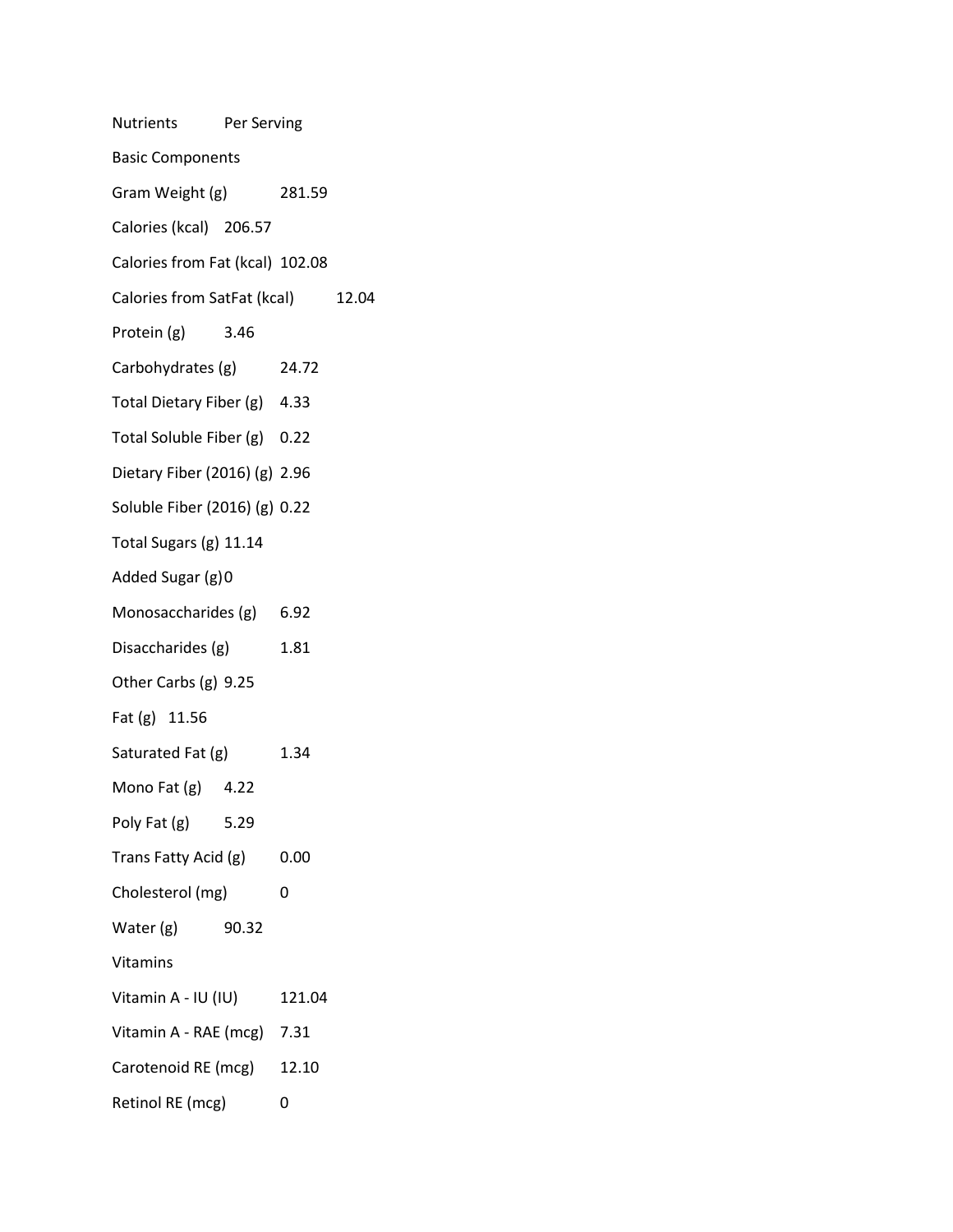| Nutrients | Per Serving |
|---|---|
| **Basic Components** | |
| Gram Weight (g) | 281.59 |
| Calories (kcal) | 206.57 |
| Calories from Fat (kcal) | 102.08 |
| Calories from SatFat (kcal) | 12.04 |
| Protein (g) | 3.46 |
| Carbohydrates (g) | 24.72 |
| Total Dietary Fiber (g) | 4.33 |
| Total Soluble Fiber (g) | 0.22 |
| Dietary Fiber (2016) (g) | 2.96 |
| Soluble Fiber (2016) (g) | 0.22 |
| Total Sugars (g) | 11.14 |
| Added Sugar (g) | 0 |
| Monosaccharides (g) | 6.92 |
| Disaccharides (g) | 1.81 |
| Other Carbs (g) | 9.25 |
| Fat (g) | 11.56 |
| Saturated Fat (g) | 1.34 |
| Mono Fat (g) | 4.22 |
| Poly Fat (g) | 5.29 |
| Trans Fatty Acid (g) | 0.00 |
| Cholesterol (mg) | 0 |
| Water (g) | 90.32 |
| **Vitamins** | |
| Vitamin A - IU (IU) | 121.04 |
| Vitamin A - RAE (mcg) | 7.31 |
| Carotenoid RE (mcg) | 12.10 |
| Retinol RE (mcg) | 0 |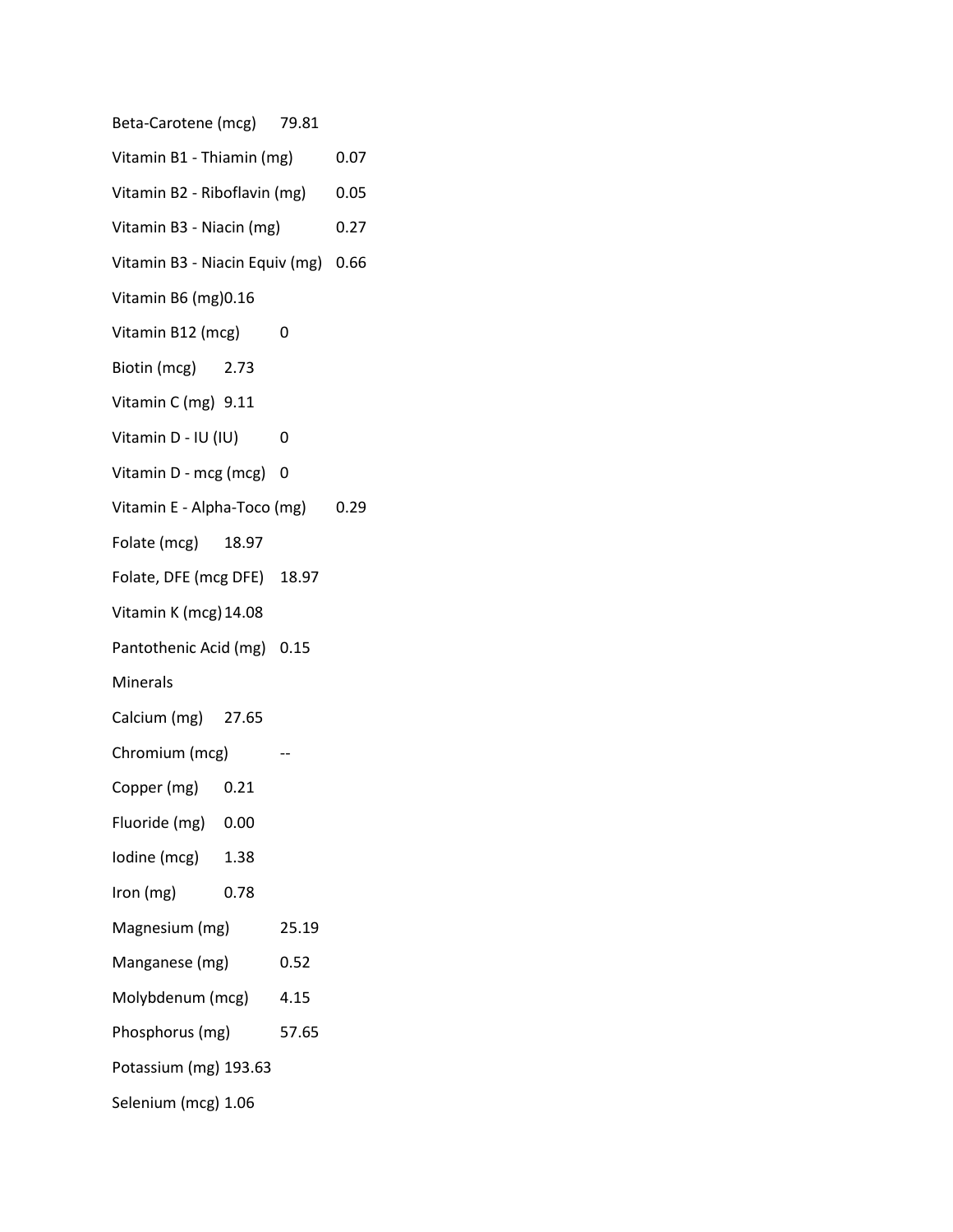Beta-Carotene (mcg) 79.81

Vitamin B1 - Thiamin (mg) 0.07

Vitamin B2 - Riboflavin (mg) 0.05

Vitamin B3 - Niacin (mg) 0.27

Vitamin B3 - Niacin Equiv (mg) 0.66

Vitamin B6 (mg)0.16

Vitamin B12 (mcg) 0

Biotin (mcg) 2.73

Vitamin C (mg) 9.11

Vitamin D - IU (IU) 0

Vitamin D - mcg (mcg) 0

Vitamin E - Alpha-Toco (mg) 0.29

Folate (mcg) 18.97

Folate, DFE (mcg DFE) 18.97

Vitamin K (mcg) 14.08

Pantothenic Acid (mg) 0.15

Minerals

Calcium (mg) 27.65

Chromium (mcg) --

Copper (mg) 0.21

Fluoride (mg) 0.00

Iodine (mcg) 1.38

Iron (mg) 0.78

Magnesium (mg) 25.19

Manganese (mg) 0.52

Molybdenum (mcg) 4.15

Phosphorus (mg) 57.65

Potassium (mg) 193.63

Selenium (mcg) 1.06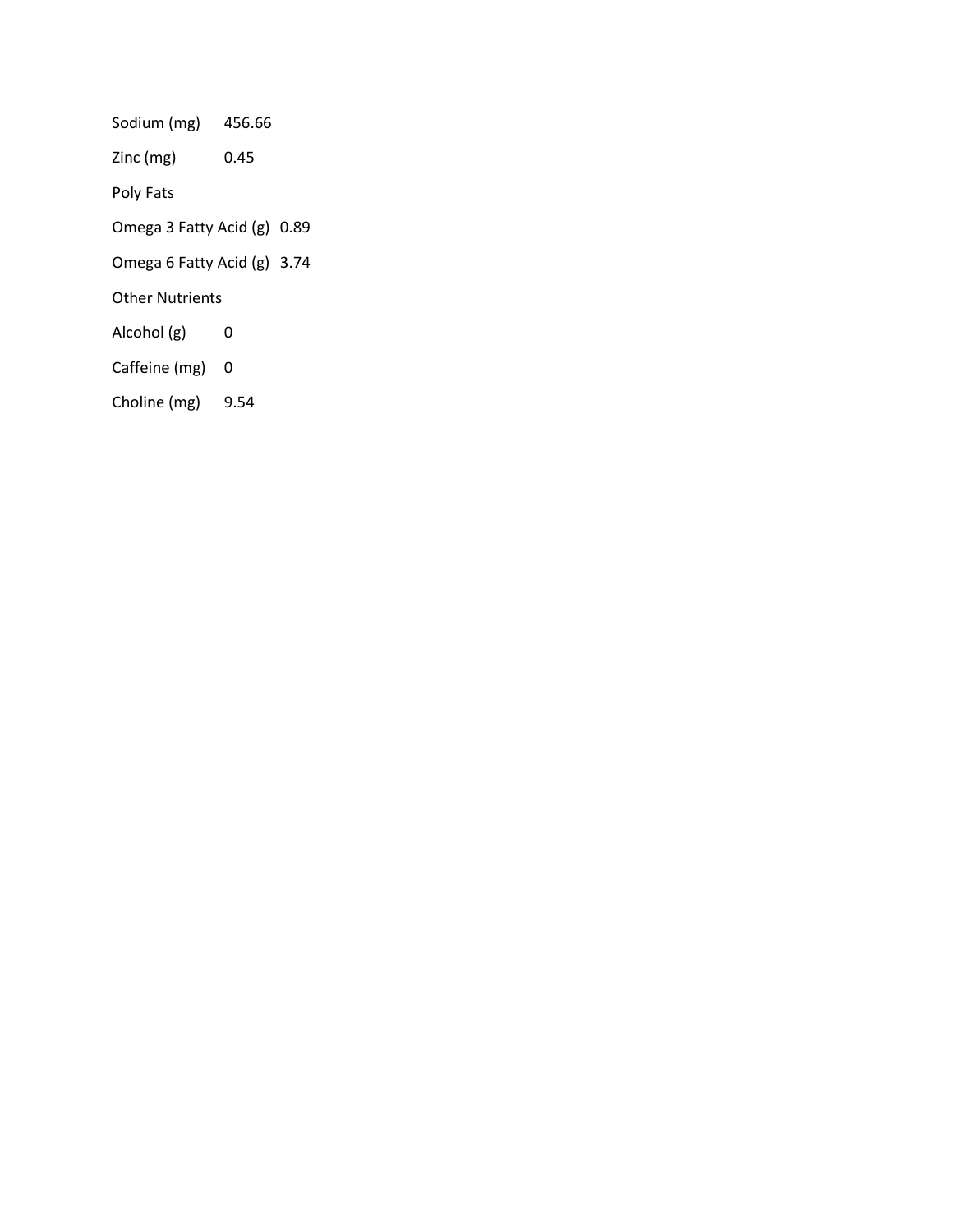Sodium (mg) 456.66

Zinc (mg) 0.45

Poly Fats

Omega 3 Fatty Acid (g) 0.89

Omega 6 Fatty Acid (g) 3.74

Other Nutrients

Alcohol (g) 0

Caffeine (mg) 0

Choline (mg) 9.54